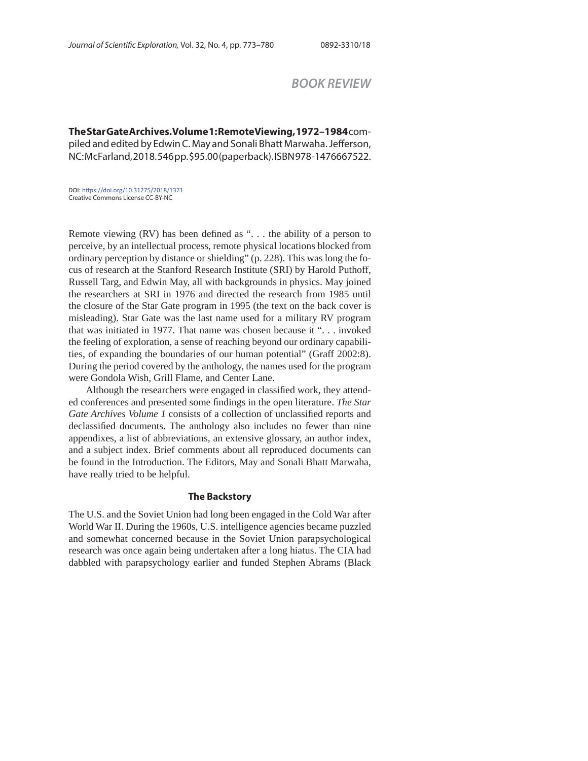## BOOK REVIEW

**The Star Gate Archives. Volume 1: Remote Viewing, 1972–1984** compiled and edited by Edwin C. May and Sonali Bhatt Marwaha. Jefferson, NC: McFarland, 2018. 546 pp. $95.00 (paperback). ISBN 978-1476667522.

DOI: https://doi.org/10.31275/2018/1371
Creative Commons License CC-BY-NC

Remote viewing (RV) has been defined as ". . . the ability of a person to perceive, by an intellectual process, remote physical locations blocked from ordinary perception by distance or shielding" (p. 228). This was long the focus of research at the Stanford Research Institute (SRI) by Harold Puthoff, Russell Targ, and Edwin May, all with backgrounds in physics. May joined the researchers at SRI in 1976 and directed the research from 1985 until the closure of the Star Gate program in 1995 (the text on the back cover is misleading). Star Gate was the last name used for a military RV program that was initiated in 1977. That name was chosen because it ". . . invoked the feeling of exploration, a sense of reaching beyond our ordinary capabilities, of expanding the boundaries of our human potential" (Graff 2002:8). During the period covered by the anthology, the names used for the program were Gondola Wish, Grill Flame, and Center Lane.

Although the researchers were engaged in classified work, they attended conferences and presented some findings in the open literature. *The Star Gate Archives Volume 1* consists of a collection of unclassified reports and declassified documents. The anthology also includes no fewer than nine appendixes, a list of abbreviations, an extensive glossary, an author index, and a subject index. Brief comments about all reproduced documents can be found in the Introduction. The Editors, May and Sonali Bhatt Marwaha, have really tried to be helpful.

### The Backstory

The U.S. and the Soviet Union had long been engaged in the Cold War after World War II. During the 1960s, U.S. intelligence agencies became puzzled and somewhat concerned because in the Soviet Union parapsychological research was once again being undertaken after a long hiatus. The CIA had dabbled with parapsychology earlier and funded Stephen Abrams (Black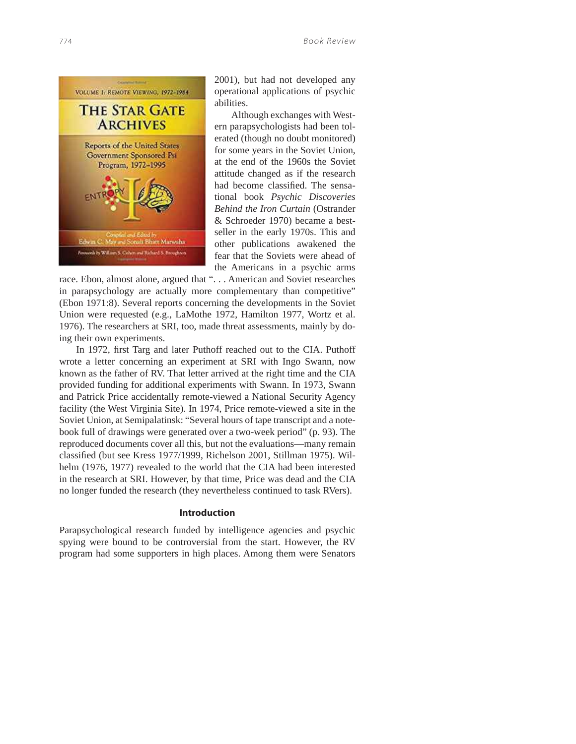2001), but had not developed any operational applications of psychic abilities.

Although exchanges with Western parapsychologists had been tolerated (though no doubt monitored) for some years in the Soviet Union, at the end of the 1960s the Soviet attitude changed as if the research had become classified. The sensational book *Psychic Discoveries Behind the Iron Curtain* (Ostrander & Schroeder 1970) became a bestseller in the early 1970s. This and other publications awakened the fear that the Soviets were ahead of the Americans in a psychic arms race. Ebon, almost alone, argued that ". . . American and Soviet researches in parapsychology are actually more complementary than competitive" (Ebon 1971:8). Several reports concerning the developments in the Soviet Union were requested (e.g., LaMothe 1972, Hamilton 1977, Wortz et al. 1976). The researchers at SRI, too, made threat assessments, mainly by doing their own experiments.

In 1972, first Targ and later Puthoff reached out to the CIA. Puthoff wrote a letter concerning an experiment at SRI with Ingo Swann, now known as the father of RV. That letter arrived at the right time and the CIA provided funding for additional experiments with Swann. In 1973, Swann and Patrick Price accidentally remote-viewed a National Security Agency facility (the West Virginia Site). In 1974, Price remote-viewed a site in the Soviet Union, at Semipalatinsk: "Several hours of tape transcript and a notebook full of drawings were generated over a two-week period" (p. 93). The reproduced documents cover all this, but not the evaluations—many remain classified (but see Kress 1977/1999, Richelson 2001, Stillman 1975). Wilhelm (1976, 1977) revealed to the world that the CIA had been interested in the research at SRI. However, by that time, Price was dead and the CIA no longer funded the research (they nevertheless continued to task RVers).

### Introduction

Parapsychological research funded by intelligence agencies and psychic spying were bound to be controversial from the start. However, the RV program had some supporters in high places. Among them were Senators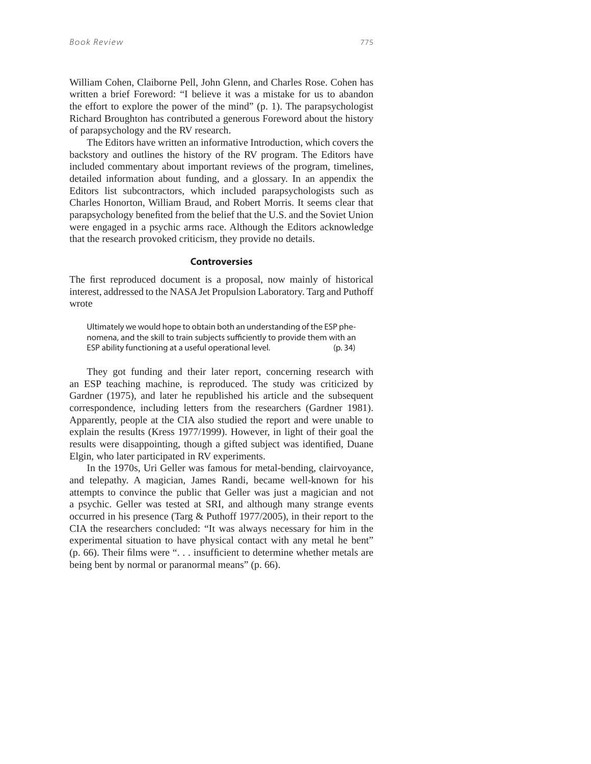William Cohen, Claiborne Pell, John Glenn, and Charles Rose. Cohen has written a brief Foreword: "I believe it was a mistake for us to abandon the effort to explore the power of the mind" (p. 1). The parapsychologist Richard Broughton has contributed a generous Foreword about the history of parapsychology and the RV research.

The Editors have written an informative Introduction, which covers the backstory and outlines the history of the RV program. The Editors have included commentary about important reviews of the program, timelines, detailed information about funding, and a glossary. In an appendix the Editors list subcontractors, which included parapsychologists such as Charles Honorton, William Braud, and Robert Morris. It seems clear that parapsychology benefited from the belief that the U.S. and the Soviet Union were engaged in a psychic arms race. Although the Editors acknowledge that the research provoked criticism, they provide no details.

## Controversies

The first reproduced document is a proposal, now mainly of historical interest, addressed to the NASA Jet Propulsion Laboratory. Targ and Puthoff wrote

> Ultimately we would hope to obtain both an understanding of the ESP phenomena, and the skill to train subjects sufficiently to provide them with an ESP ability functioning at a useful operational level. (p. 34)

They got funding and their later report, concerning research with an ESP teaching machine, is reproduced. The study was criticized by Gardner (1975), and later he republished his article and the subsequent correspondence, including letters from the researchers (Gardner 1981). Apparently, people at the CIA also studied the report and were unable to explain the results (Kress 1977/1999). However, in light of their goal the results were disappointing, though a gifted subject was identified, Duane Elgin, who later participated in RV experiments.

In the 1970s, Uri Geller was famous for metal-bending, clairvoyance, and telepathy. A magician, James Randi, became well-known for his attempts to convince the public that Geller was just a magician and not a psychic. Geller was tested at SRI, and although many strange events occurred in his presence (Targ & Puthoff 1977/2005), in their report to the CIA the researchers concluded: "It was always necessary for him in the experimental situation to have physical contact with any metal he bent" (p. 66). Their films were ". . . insufficient to determine whether metals are being bent by normal or paranormal means" (p. 66).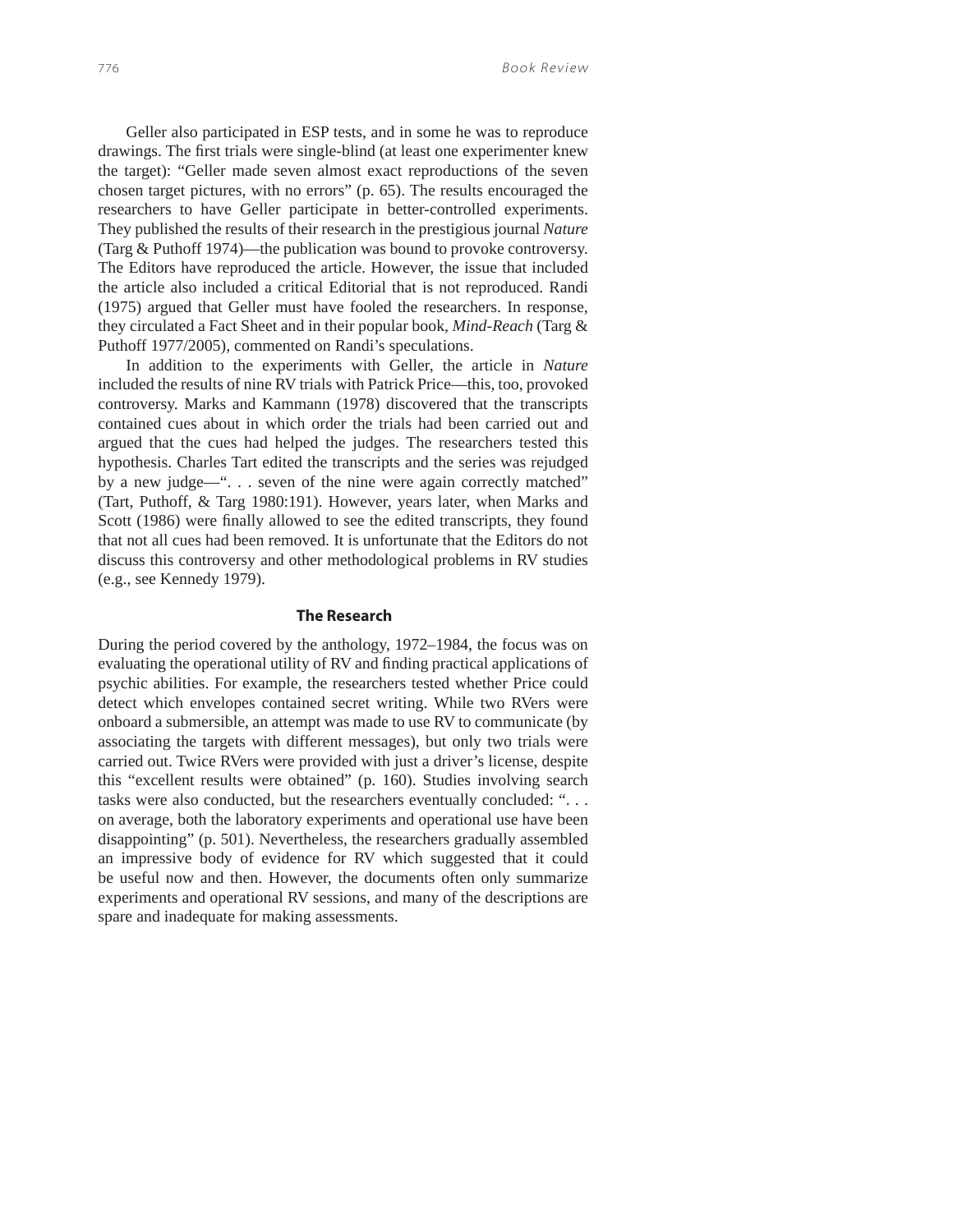Geller also participated in ESP tests, and in some he was to reproduce drawings. The first trials were single-blind (at least one experimenter knew the target): "Geller made seven almost exact reproductions of the seven chosen target pictures, with no errors" (p. 65). The results encouraged the researchers to have Geller participate in better-controlled experiments. They published the results of their research in the prestigious journal *Nature* (Targ & Puthoff 1974)—the publication was bound to provoke controversy. The Editors have reproduced the article. However, the issue that included the article also included a critical Editorial that is not reproduced. Randi (1975) argued that Geller must have fooled the researchers. In response, they circulated a Fact Sheet and in their popular book, *Mind-Reach* (Targ & Puthoff 1977/2005), commented on Randi's speculations.

In addition to the experiments with Geller, the article in *Nature* included the results of nine RV trials with Patrick Price—this, too, provoked controversy. Marks and Kammann (1978) discovered that the transcripts contained cues about in which order the trials had been carried out and argued that the cues had helped the judges. The researchers tested this hypothesis. Charles Tart edited the transcripts and the series was rejudged by a new judge—". . . seven of the nine were again correctly matched" (Tart, Puthoff, & Targ 1980:191). However, years later, when Marks and Scott (1986) were finally allowed to see the edited transcripts, they found that not all cues had been removed. It is unfortunate that the Editors do not discuss this controversy and other methodological problems in RV studies (e.g., see Kennedy 1979).

## The Research

During the period covered by the anthology, 1972–1984, the focus was on evaluating the operational utility of RV and finding practical applications of psychic abilities. For example, the researchers tested whether Price could detect which envelopes contained secret writing. While two RVers were onboard a submersible, an attempt was made to use RV to communicate (by associating the targets with different messages), but only two trials were carried out. Twice RVers were provided with just a driver's license, despite this "excellent results were obtained" (p. 160). Studies involving search tasks were also conducted, but the researchers eventually concluded: ". . . on average, both the laboratory experiments and operational use have been disappointing" (p. 501). Nevertheless, the researchers gradually assembled an impressive body of evidence for RV which suggested that it could be useful now and then. However, the documents often only summarize experiments and operational RV sessions, and many of the descriptions are spare and inadequate for making assessments.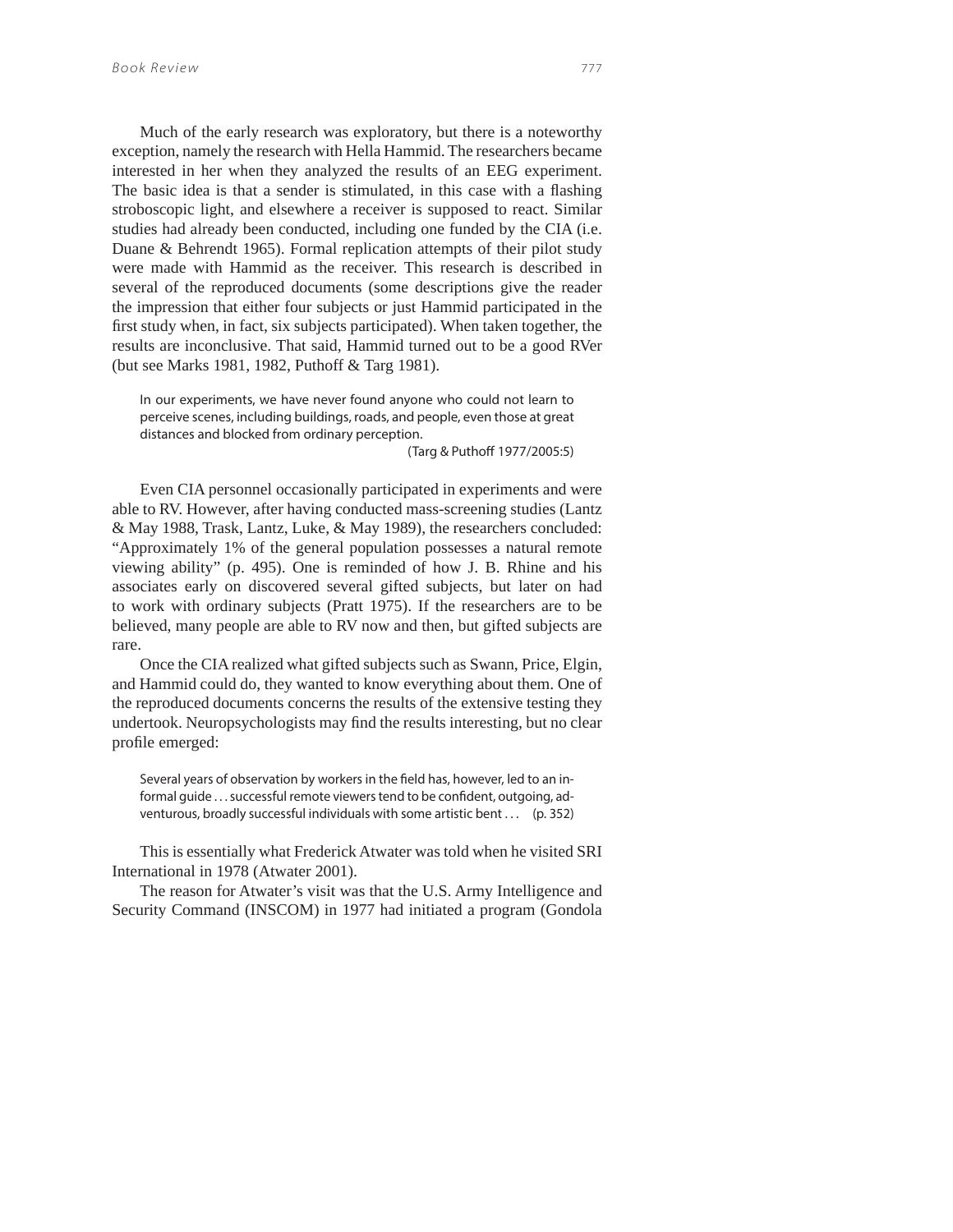Much of the early research was exploratory, but there is a noteworthy exception, namely the research with Hella Hammid. The researchers became interested in her when they analyzed the results of an EEG experiment. The basic idea is that a sender is stimulated, in this case with a flashing stroboscopic light, and elsewhere a receiver is supposed to react. Similar studies had already been conducted, including one funded by the CIA (i.e. Duane & Behrendt 1965). Formal replication attempts of their pilot study were made with Hammid as the receiver. This research is described in several of the reproduced documents (some descriptions give the reader the impression that either four subjects or just Hammid participated in the first study when, in fact, six subjects participated). When taken together, the results are inconclusive. That said, Hammid turned out to be a good RVer (but see Marks 1981, 1982, Puthoff & Targ 1981).

> In our experiments, we have never found anyone who could not learn to perceive scenes, including buildings, roads, and people, even those at great distances and blocked from ordinary perception.
>
> (Targ & Puthoff 1977/2005:5)

Even CIA personnel occasionally participated in experiments and were able to RV. However, after having conducted mass-screening studies (Lantz & May 1988, Trask, Lantz, Luke, & May 1989), the researchers concluded: "Approximately 1% of the general population possesses a natural remote viewing ability" (p. 495). One is reminded of how J. B. Rhine and his associates early on discovered several gifted subjects, but later on had to work with ordinary subjects (Pratt 1975). If the researchers are to be believed, many people are able to RV now and then, but gifted subjects are rare.

Once the CIA realized what gifted subjects such as Swann, Price, Elgin, and Hammid could do, they wanted to know everything about them. One of the reproduced documents concerns the results of the extensive testing they undertook. Neuropsychologists may find the results interesting, but no clear profile emerged:

> Several years of observation by workers in the field has, however, led to an informal guide . . . successful remote viewers tend to be confident, outgoing, adventurous, broadly successful individuals with some artistic bent . . . (p. 352)

This is essentially what Frederick Atwater was told when he visited SRI International in 1978 (Atwater 2001).

The reason for Atwater's visit was that the U.S. Army Intelligence and Security Command (INSCOM) in 1977 had initiated a program (Gondola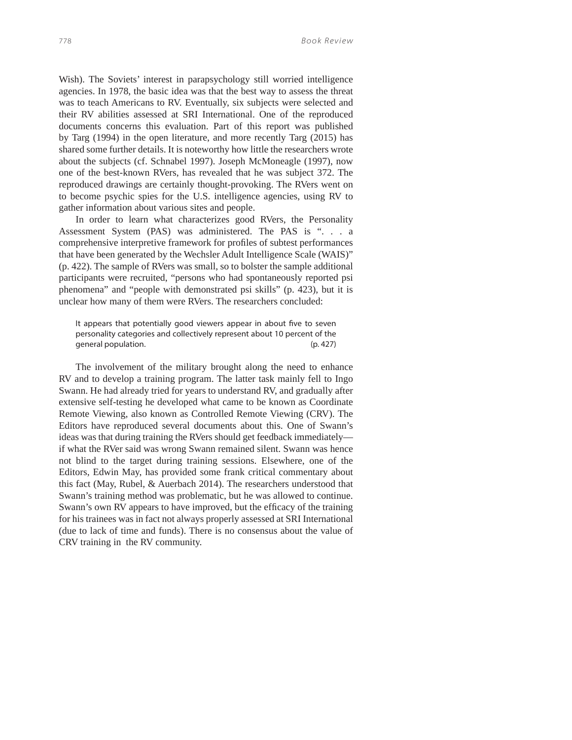Wish). The Soviets' interest in parapsychology still worried intelligence agencies. In 1978, the basic idea was that the best way to assess the threat was to teach Americans to RV. Eventually, six subjects were selected and their RV abilities assessed at SRI International. One of the reproduced documents concerns this evaluation. Part of this report was published by Targ (1994) in the open literature, and more recently Targ (2015) has shared some further details. It is noteworthy how little the researchers wrote about the subjects (cf. Schnabel 1997). Joseph McMoneagle (1997), now one of the best-known RVers, has revealed that he was subject 372. The reproduced drawings are certainly thought-provoking. The RVers went on to become psychic spies for the U.S. intelligence agencies, using RV to gather information about various sites and people.

In order to learn what characterizes good RVers, the Personality Assessment System (PAS) was administered. The PAS is ". . . a comprehensive interpretive framework for profiles of subtest performances that have been generated by the Wechsler Adult Intelligence Scale (WAIS)" (p. 422). The sample of RVers was small, so to bolster the sample additional participants were recruited, "persons who had spontaneously reported psi phenomena" and "people with demonstrated psi skills" (p. 423), but it is unclear how many of them were RVers. The researchers concluded:

> It appears that potentially good viewers appear in about five to seven personality categories and collectively represent about 10 percent of the general population. (p. 427)

The involvement of the military brought along the need to enhance RV and to develop a training program. The latter task mainly fell to Ingo Swann. He had already tried for years to understand RV, and gradually after extensive self-testing he developed what came to be known as Coordinate Remote Viewing, also known as Controlled Remote Viewing (CRV). The Editors have reproduced several documents about this. One of Swann's ideas was that during training the RVers should get feedback immediately—if what the RVer said was wrong Swann remained silent. Swann was hence not blind to the target during training sessions. Elsewhere, one of the Editors, Edwin May, has provided some frank critical commentary about this fact (May, Rubel, & Auerbach 2014). The researchers understood that Swann's training method was problematic, but he was allowed to continue. Swann's own RV appears to have improved, but the efficacy of the training for his trainees was in fact not always properly assessed at SRI International (due to lack of time and funds). There is no consensus about the value of CRV training in the RV community.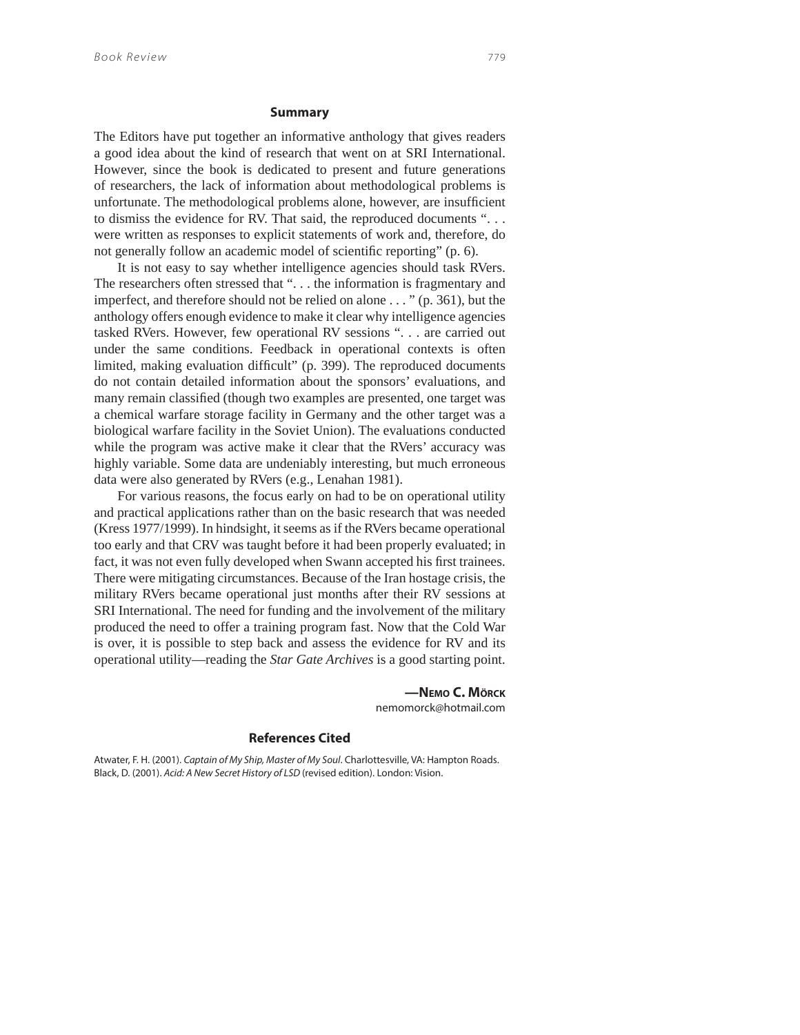## Summary

The Editors have put together an informative anthology that gives readers a good idea about the kind of research that went on at SRI International. However, since the book is dedicated to present and future generations of researchers, the lack of information about methodological problems is unfortunate. The methodological problems alone, however, are insufficient to dismiss the evidence for RV. That said, the reproduced documents ". . . were written as responses to explicit statements of work and, therefore, do not generally follow an academic model of scientific reporting" (p. 6).

It is not easy to say whether intelligence agencies should task RVers. The researchers often stressed that ". . . the information is fragmentary and imperfect, and therefore should not be relied on alone . . . " (p. 361), but the anthology offers enough evidence to make it clear why intelligence agencies tasked RVers. However, few operational RV sessions ". . . are carried out under the same conditions. Feedback in operational contexts is often limited, making evaluation difficult" (p. 399). The reproduced documents do not contain detailed information about the sponsors' evaluations, and many remain classified (though two examples are presented, one target was a chemical warfare storage facility in Germany and the other target was a biological warfare facility in the Soviet Union). The evaluations conducted while the program was active make it clear that the RVers' accuracy was highly variable. Some data are undeniably interesting, but much erroneous data were also generated by RVers (e.g., Lenahan 1981).

For various reasons, the focus early on had to be on operational utility and practical applications rather than on the basic research that was needed (Kress 1977/1999). In hindsight, it seems as if the RVers became operational too early and that CRV was taught before it had been properly evaluated; in fact, it was not even fully developed when Swann accepted his first trainees. There were mitigating circumstances. Because of the Iran hostage crisis, the military RVers became operational just months after their RV sessions at SRI International. The need for funding and the involvement of the military produced the need to offer a training program fast. Now that the Cold War is over, it is possible to step back and assess the evidence for RV and its operational utility—reading the *Star Gate Archives* is a good starting point.

**—Nemo C. Mörck**
nemomorck@hotmail.com

## References Cited

Atwater, F. H. (2001). *Captain of My Ship, Master of My Soul*. Charlottesville, VA: Hampton Roads.

Black, D. (2001). *Acid: A New Secret History of LSD* (revised edition). London: Vision.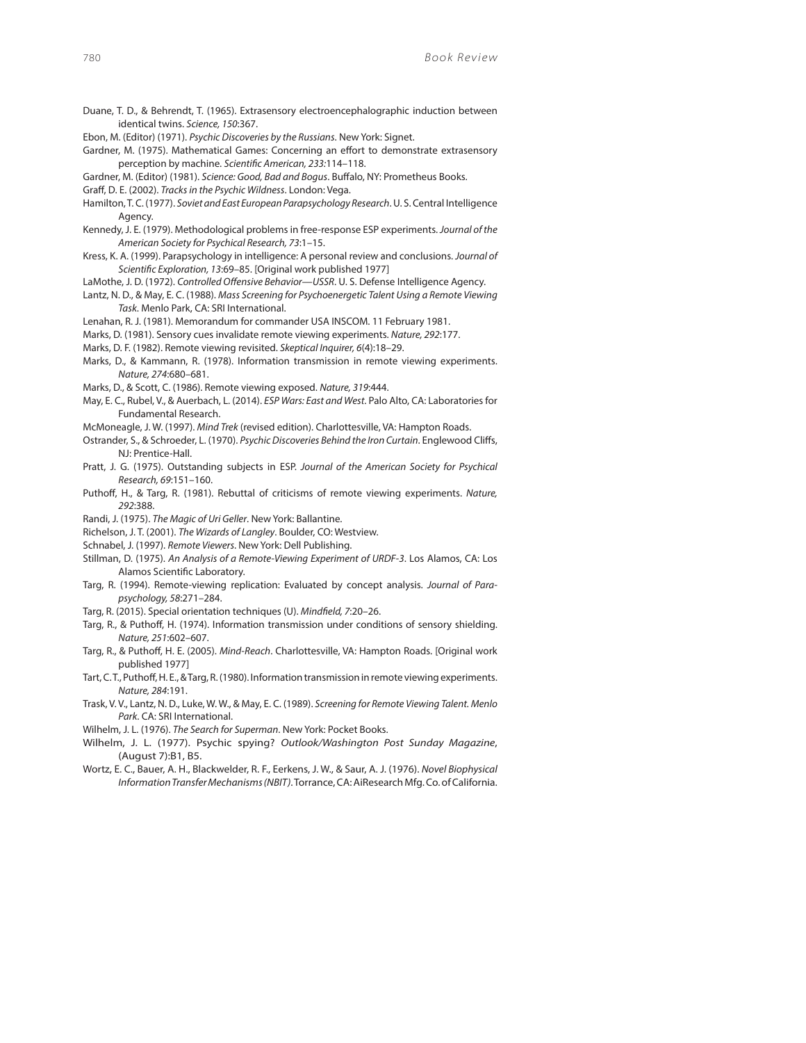Duane, T. D., & Behrendt, T. (1965). Extrasensory electroencephalographic induction between identical twins. *Science, 150*:367.

Ebon, M. (Editor) (1971). *Psychic Discoveries by the Russians*. New York: Signet.

Gardner, M. (1975). Mathematical Games: Concerning an effort to demonstrate extrasensory perception by machine. *Scientific American, 233:*114–118.

Gardner, M. (Editor) (1981). *Science: Good, Bad and Bogus*. Buffalo, NY: Prometheus Books.

Graff, D. E. (2002). *Tracks in the Psychic Wildness*. London: Vega.

Hamilton, T. C. (1977). *Soviet and East European Parapsychology Research*. U. S. Central Intelligence Agency.

Kennedy, J. E. (1979). Methodological problems in free-response ESP experiments. *Journal of the American Society for Psychical Research, 73*:1–15.

Kress, K. A. (1999). Parapsychology in intelligence: A personal review and conclusions. *Journal of Scientific Exploration, 13*:69–85. [Original work published 1977]

LaMothe, J. D. (1972). *Controlled Offensive Behavior—USSR*. U. S. Defense Intelligence Agency.

Lantz, N. D., & May, E. C. (1988). *Mass Screening for Psychoenergetic Talent Using a Remote Viewing Task*. Menlo Park, CA: SRI International.

Lenahan, R. J. (1981). Memorandum for commander USA INSCOM. 11 February 1981.

Marks, D. (1981). Sensory cues invalidate remote viewing experiments. *Nature, 292*:177.

Marks, D. F. (1982). Remote viewing revisited. *Skeptical Inquirer, 6*(4):18–29.

Marks, D., & Kammann, R. (1978). Information transmission in remote viewing experiments. *Nature, 274*:680–681.

Marks, D., & Scott, C. (1986). Remote viewing exposed. *Nature, 319*:444.

May, E. C., Rubel, V., & Auerbach, L. (2014). *ESP Wars: East and West*. Palo Alto, CA: Laboratories for Fundamental Research.

McMoneagle, J. W. (1997). *Mind Trek* (revised edition). Charlottesville, VA: Hampton Roads.

Ostrander, S., & Schroeder, L. (1970). *Psychic Discoveries Behind the Iron Curtain*. Englewood Cliffs, NJ: Prentice-Hall.

Pratt, J. G. (1975). Outstanding subjects in ESP. *Journal of the American Society for Psychical Research, 69*:151–160.

Puthoff, H., & Targ, R. (1981). Rebuttal of criticisms of remote viewing experiments. *Nature, 292*:388.

Randi, J. (1975). *The Magic of Uri Geller*. New York: Ballantine.

Richelson, J. T. (2001). *The Wizards of Langley*. Boulder, CO: Westview.

Schnabel, J. (1997). *Remote Viewers*. New York: Dell Publishing.

Stillman, D. (1975). *An Analysis of a Remote-Viewing Experiment of URDF-3*. Los Alamos, CA: Los Alamos Scientific Laboratory.

Targ, R. (1994). Remote-viewing replication: Evaluated by concept analysis. *Journal of Parapsychology, 58*:271–284.

Targ, R. (2015). Special orientation techniques (U). *Mindfield, 7*:20–26.

Targ, R., & Puthoff, H. (1974). Information transmission under conditions of sensory shielding. *Nature, 251*:602–607.

Targ, R., & Puthoff, H. E. (2005). *Mind-Reach*. Charlottesville, VA: Hampton Roads. [Original work published 1977]

Tart, C. T., Puthoff, H. E., & Targ, R. (1980). Information transmission in remote viewing experiments. *Nature, 284*:191.

Trask, V. V., Lantz, N. D., Luke, W. W., & May, E. C. (1989). *Screening for Remote Viewing Talent. Menlo Park*. CA: SRI International.

Wilhelm, J. L. (1976). *The Search for Superman*. New York: Pocket Books.

Wilhelm, J. L. (1977). Psychic spying? *Outlook/Washington Post Sunday Magazine*, (August 7):B1, B5.

Wortz, E. C., Bauer, A. H., Blackwelder, R. F., Eerkens, J. W., & Saur, A. J. (1976). *Novel Biophysical Information Transfer Mechanisms (NBIT)*. Torrance, CA: AiResearch Mfg. Co. of California.